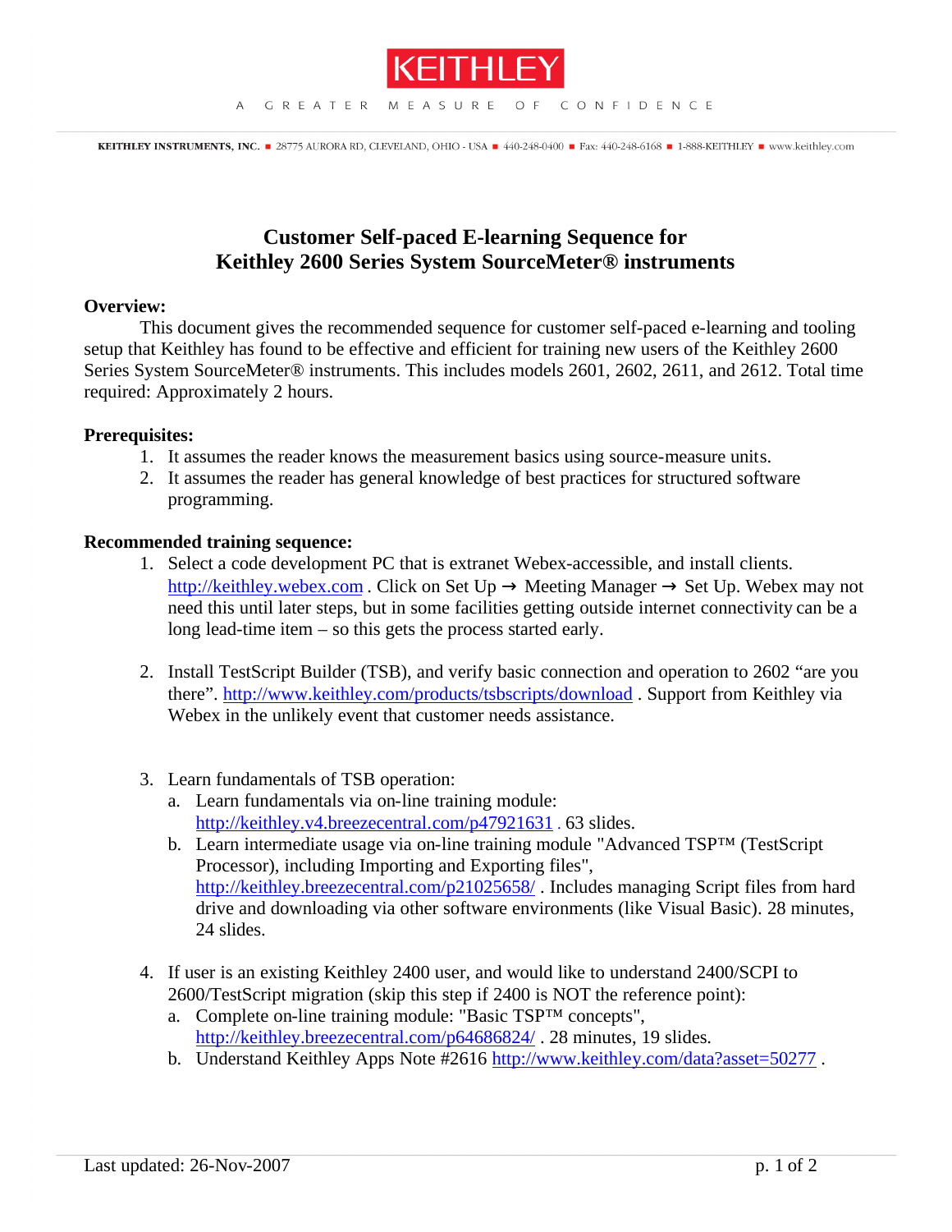KEITHLEY

A GREATER MEASURE OF CONFIDENCE

KEITHLEY INSTRUMENTS, INC. ■ 28775 AURORA RD, CLEVELAND, OHIO - USA ■ 440-248-0400 ■ Fax: 440-248-6168 ■ 1-888-KEITHLEY ■ www.keithley.com

# Customer Self-paced E-learning Sequence for Keithley 2600 Series System SourceMeter® instruments

**Overview:**

This document gives the recommended sequence for customer self-paced e-learning and tooling setup that Keithley has found to be effective and efficient for training new users of the Keithley 2600 Series System SourceMeter® instruments. This includes models 2601, 2602, 2611, and 2612. Total time required: Approximately 2 hours.

**Prerequisites:**

1. It assumes the reader knows the measurement basics using source-measure units.
2. It assumes the reader has general knowledge of best practices for structured software programming.

**Recommended training sequence:**

1. Select a code development PC that is extranet Webex-accessible, and install clients. http://keithley.webex.com . Click on Set Up → Meeting Manager → Set Up. Webex may not need this until later steps, but in some facilities getting outside internet connectivity can be a long lead-time item – so this gets the process started early.

2. Install TestScript Builder (TSB), and verify basic connection and operation to 2602 "are you there". http://www.keithley.com/products/tsbscripts/download . Support from Keithley via Webex in the unlikely event that customer needs assistance.

3. Learn fundamentals of TSB operation:
   a. Learn fundamentals via on-line training module: http://keithley.v4.breezecentral.com/p47921631 . 63 slides.
   b. Learn intermediate usage via on-line training module "Advanced TSP™ (TestScript Processor), including Importing and Exporting files", http://keithley.breezecentral.com/p21025658/ . Includes managing Script files from hard drive and downloading via other software environments (like Visual Basic). 28 minutes, 24 slides.

4. If user is an existing Keithley 2400 user, and would like to understand 2400/SCPI to 2600/TestScript migration (skip this step if 2400 is NOT the reference point):
   a. Complete on-line training module: "Basic TSP™ concepts", http://keithley.breezecentral.com/p64686824/ . 28 minutes, 19 slides.
   b. Understand Keithley Apps Note #2616 http://www.keithley.com/data?asset=50277 .

Last updated: 26-Nov-2007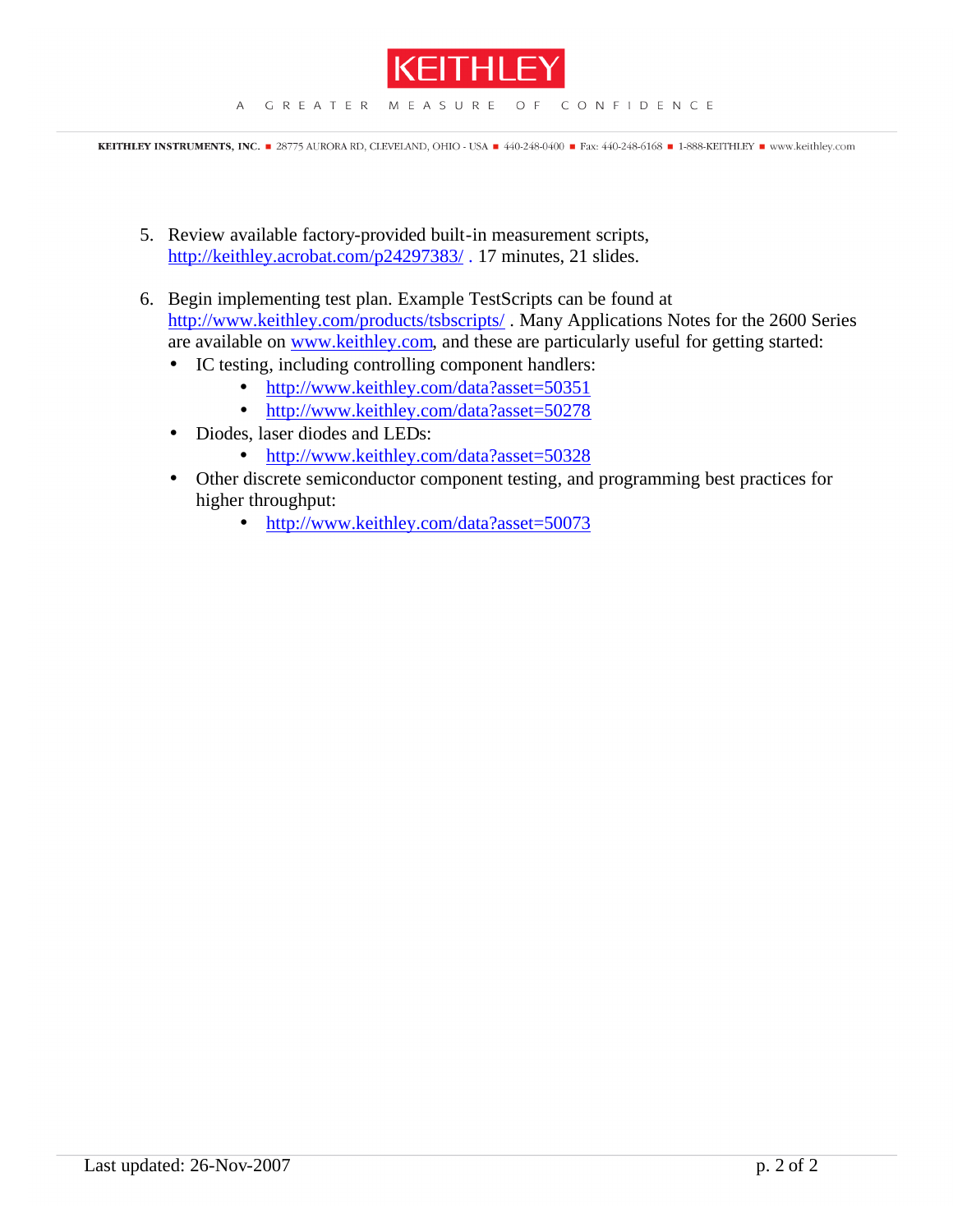5. Review available factory-provided built-in measurement scripts, http://keithley.acrobat.com/p24297383/ . 17 minutes, 21 slides.

6. Begin implementing test plan. Example TestScripts can be found at http://www.keithley.com/products/tsbscripts/ . Many Applications Notes for the 2600 Series are available on www.keithley.com, and these are particularly useful for getting started:
   - IC testing, including controlling component handlers:
     - http://www.keithley.com/data?asset=50351
     - http://www.keithley.com/data?asset=50278
   - Diodes, laser diodes and LEDs:
     - http://www.keithley.com/data?asset=50328
   - Other discrete semiconductor component testing, and programming best practices for higher throughput:
     - http://www.keithley.com/data?asset=50073

Last updated: 26-Nov-2007